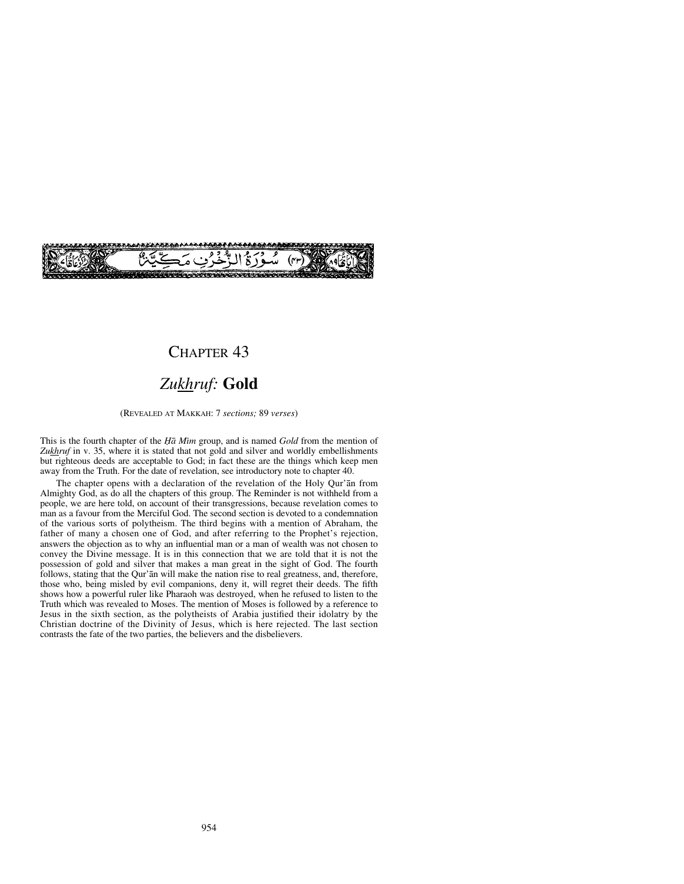(٤٣) سُوْرَةُ الزُّخْرُفِ مَكِّيَّةٌ

# CHAPTER 43

## *Zukhruf:* **Gold**

(REVEALED AT MAKKAH: 7 *sections;* 89 *verses*)

This is the fourth chapter of the *Ḥā Mīm* group, and is named *Gold* from the mention of *Zukhruf* in v. 35, where it is stated that not gold and silver and worldly embellishments but righteous deeds are acceptable to God; in fact these are the things which keep men away from the Truth. For the date of revelation, see introductory note to chapter 40.

The chapter opens with a declaration of the revelation of the Holy Qur'ān from Almighty God, as do all the chapters of this group. The Reminder is not withheld from a people, we are here told, on account of their transgressions, because revelation comes to man as a favour from the Merciful God. The second section is devoted to a condemnation of the various sorts of polytheism. The third begins with a mention of Abraham, the father of many a chosen one of God, and after referring to the Prophet's rejection, answers the objection as to why an influential man or a man of wealth was not chosen to convey the Divine message. It is in this connection that we are told that it is not the possession of gold and silver that makes a man great in the sight of God. The fourth follows, stating that the Qur'ān will make the nation rise to real greatness, and, therefore, those who, being misled by evil companions, deny it, will regret their deeds. The fifth shows how a powerful ruler like Pharaoh was destroyed, when he refused to listen to the Truth which was revealed to Moses. The mention of Moses is followed by a reference to Jesus in the sixth section, as the polytheists of Arabia justified their idolatry by the Christian doctrine of the Divinity of Jesus, which is here rejected. The last section contrasts the fate of the two parties, the believers and the disbelievers.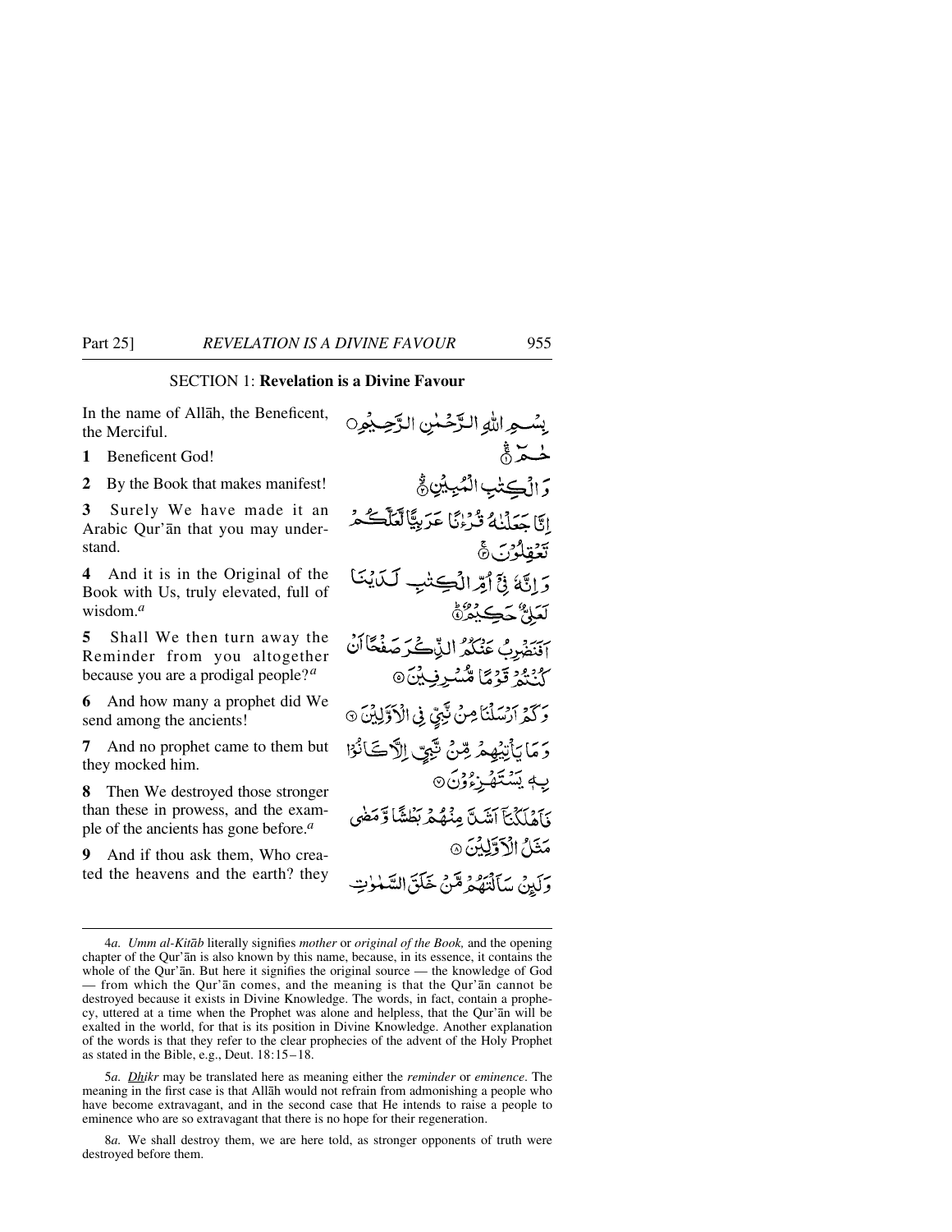## SECTION 1: **Revelation is a Divine Favour**

In the name of Allāh, the Beneficent, the Merciful.

بِسْمِ اللّٰهِ الرَّحْمٰنِ الرَّحِيْمِ

**1** Beneficent God!

حٰمٓ ۚ

**2** By the Book that makes manifest!

وَ الْكِتٰبِ الْمُبِيْنِ ۚ

**3** Surely We have made it an Arabic Qur'ān that you may understand.

اِنَّا جَعَلْنٰهُ قُرْءٰنًا عَرَبِيًّا لَّعَلَّكُمْ تَعْقِلُوْنَ ۚ

**4** And it is in the Original of the Book with Us, truly elevated, full of wisdom.[a]

وَ اِنَّهٗ فِيْۤ اُمِّ الْكِتٰبِ لَدَيْنَا لَعَلِيٌّ حَكِيْمٌ ؕ

**5** Shall We then turn away the Reminder from you altogether because you are a prodigal people?[a]

اَفَنَضْرِبُ عَنْكُمُ الذِّكْرَ صَفْحًا اَنْ كُنْتُمْ قَوْمًا مُّسْرِفِيْنَ ۞

**6** And how many a prophet did We send among the ancients!

وَ كَمْ اَرْسَلْنَا مِنْ نَّبِيٍّ فِي الْاَوَّلِيْنَ ۞

**7** And no prophet came to them but they mocked him.

وَ مَا يَاْتِيْهِمْ مِّنْ نَّبِيٍّ اِلَّا كَانُوْا بِهٖ يَسْتَهْزِءُوْنَ ۞

**8** Then We destroyed those stronger than these in prowess, and the example of the ancients has gone before.[a]

فَاَهْلَكْنَاۤ اَشَدَّ مِنْهُمْ بَطْشًا وَّ مَضٰى مَثَلُ الْاَوَّلِيْنَ ۞

**9** And if thou ask them, Who created the heavens and the earth? they

وَ لَئِنْ سَاَلْتَهُمْ مَّنْ خَلَقَ السَّمٰوٰتِ

---

4*a. Umm al-Kitāb* literally signifies *mother* or *original of the Book,* and the opening chapter of the Qur'ān is also known by this name, because, in its essence, it contains the whole of the Qur'ān. But here it signifies the original source — the knowledge of God — from which the Qur'ān comes, and the meaning is that the Qur'ān cannot be destroyed because it exists in Divine Knowledge. The words, in fact, contain a prophecy, uttered at a time when the Prophet was alone and helpless, that the Qur'ān will be exalted in the world, for that is its position in Divine Knowledge. Another explanation of the words is that they refer to the clear prophecies of the advent of the Holy Prophet as stated in the Bible, e.g., Deut. 18:15–18.

5*a. Dhikr* may be translated here as meaning either the *reminder* or *eminence*. The meaning in the first case is that Allāh would not refrain from admonishing a people who have become extravagant, and in the second case that He intends to raise a people to eminence who are so extravagant that there is no hope for their regeneration.

8*a.* We shall destroy them, we are here told, as stronger opponents of truth were destroyed before them.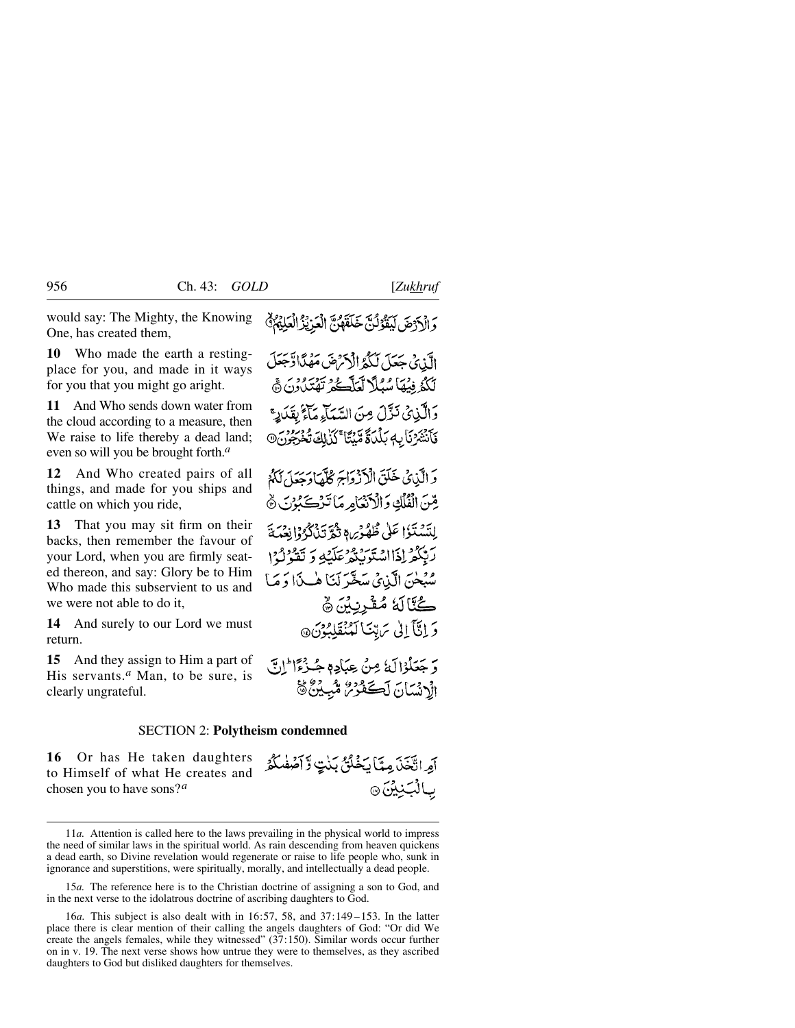would say: The Mighty, the Knowing One, has created them,

وَالْاَرْضَ لَيَقُوْلُنَّ خَلَقَهُنَّ الْعَزِيْزُ الْعَلِيْمُ ۙ

**10** Who made the earth a resting-place for you, and made in it ways for you that you might go aright.

الَّذِيْ جَعَلَ لَكُمُ الْاَرْضَ مَهْدًا وَّجَعَلَ لَكُمْ فِيْهَا سُبُلًا لَّعَلَّكُمْ تَهْتَدُوْنَ ۚ

**11** And Who sends down water from the cloud according to a measure, then We raise to life thereby a dead land; even so will you be brought forth.[a]

وَالَّذِيْ نَزَّلَ مِنَ السَّمَآءِ مَآءًۢ بِقَدَرٍ ۚ فَاَنْشَرْنَا بِهٖ بَلْدَةً مَّيْتًا ۚ كَذٰلِكَ تُخْرَجُوْنَ

**12** And Who created pairs of all things, and made for you ships and cattle on which you ride,

وَالَّذِيْ خَلَقَ الْاَزْوَاجَ كُلَّهَا وَجَعَلَ لَكُمْ مِّنَ الْفُلْكِ وَالْاَنْعَامِ مَا تَرْكَبُوْنَ ۙ

**13** That you may sit firm on their backs, then remember the favour of your Lord, when you are firmly seated thereon, and say: Glory be to Him Who made this subservient to us and we were not able to do it,

لِتَسْتَوٗا عَلٰى ظُهُوْرِهٖ ثُمَّ تَذْكُرُوْا نِعْمَةَ رَبِّكُمْ اِذَا اسْتَوَيْتُمْ عَلَيْهِ وَتَقُوْلُوْا سُبْحٰنَ الَّذِيْ سَخَّرَ لَنَا هٰذَا وَمَا كُنَّا لَهٗ مُقْرِنِيْنَ ۙ

**14** And surely to our Lord we must return.

وَاِنَّآ اِلٰى رَبِّنَا لَمُنْقَلِبُوْنَ

**15** And they assign to Him a part of His servants.[a] Man, to be sure, is clearly ungrateful.

وَجَعَلُوْا لَهٗ مِنْ عِبَادِهٖ جُزْءًا ؕ اِنَّ الْاِنْسَانَ لَكَفُوْرٌ مُّبِيْنٌ ؕ

## SECTION 2: **Polytheism condemned**

**16** Or has He taken daughters to Himself of what He creates and chosen you to have sons?[a]

اَمِ اتَّخَذَ مِمَّا يَخْلُقُ بَنٰتٍ وَّاَصْفٰكُمْ بِالْبَنِيْنَ

---

11*a.* Attention is called here to the laws prevailing in the physical world to impress the need of similar laws in the spiritual world. As rain descending from heaven quickens a dead earth, so Divine revelation would regenerate or raise to life people who, sunk in ignorance and superstitions, were spiritually, morally, and intellectually a dead people.

15*a.* The reference here is to the Christian doctrine of assigning a son to God, and in the next verse to the idolatrous doctrine of ascribing daughters to God.

16*a.* This subject is also dealt with in 16:57, 58, and 37:149–153. In the latter place there is clear mention of their calling the angels daughters of God: "Or did We create the angels females, while they witnessed" (37:150). Similar words occur further on in v. 19. The next verse shows how untrue they were to themselves, as they ascribed daughters to God but disliked daughters for themselves.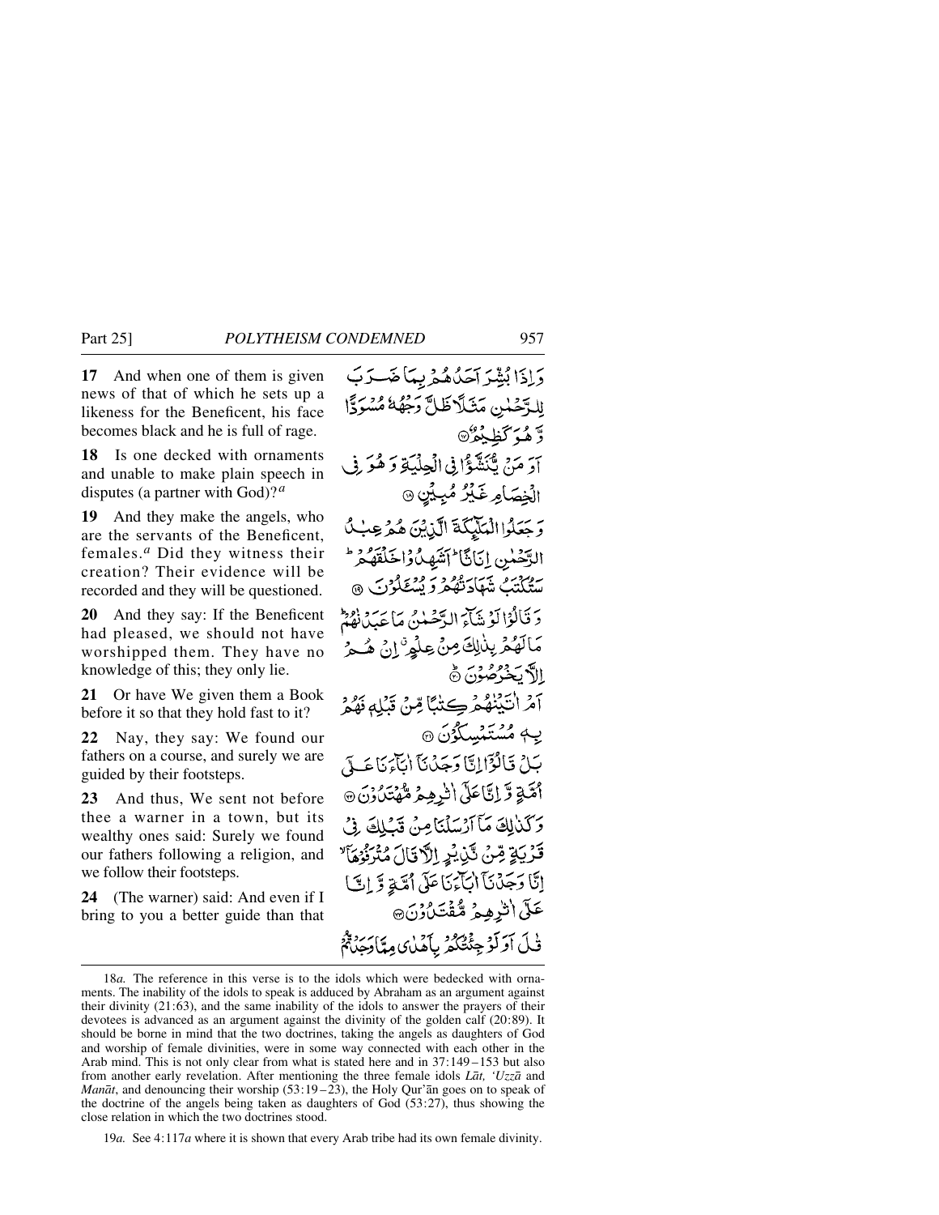**17** And when one of them is given news of that of which he sets up a likeness for the Beneficent, his face becomes black and he is full of rage.

**18** Is one decked with ornaments and unable to make plain speech in disputes (a partner with God)?[a]

**19** And they make the angels, who are the servants of the Beneficent, females.[a] Did they witness their creation? Their evidence will be recorded and they will be questioned.

**20** And they say: If the Beneficent had pleased, we should not have worshipped them. They have no knowledge of this; they only lie.

**21** Or have We given them a Book before it so that they hold fast to it?

**22** Nay, they say: We found our fathers on a course, and surely we are guided by their footsteps.

**23** And thus, We sent not before thee a warner in a town, but its wealthy ones said: Surely we found our fathers following a religion, and we follow their footsteps.

**24** (The warner) said: And even if I bring to you a better guide than that

وَ اِذَا بُشِّرَ اَحَدُهُمۡ بِمَا ضَرَبَ لِلرَّحۡمٰنِ مَثَلًا ظَلَّ وَجۡهُهٗ مُسۡوَدًّا وَّ هُوَ كَظِيۡمٌ ﴿۱۷﴾

اَوَ مَنۡ یُّنَشَّؤُا فِی الۡحِلۡیَۃِ وَ هُوَ فِی الۡخِصَامِ غَیۡرُ مُبِیۡنٍ ﴿۱۸﴾

وَ جَعَلُوا الۡمَلٰٓئِکَۃَ الَّذِیۡنَ هُمۡ عِبٰدُ الرَّحۡمٰنِ اِنَاثًا ؕ اَشَهِدُوۡا خَلۡقَهُمۡ ؕ سَتُکۡتَبُ شَهَادَتُهُمۡ وَ یُسۡـَٔلُوۡنَ ﴿۱۹﴾

وَ قَالُوۡا لَوۡ شَآءَ الرَّحۡمٰنُ مَا عَبَدۡنٰهُمۡ ؕ مَا لَهُمۡ بِذٰلِکَ مِنۡ عِلۡمٍ ٭ اِنۡ هُمۡ اِلَّا یَخۡرُصُوۡنَ ﴿ؕ۲۰﴾

اَمۡ اٰتَیۡنٰهُمۡ کِتٰبًا مِّنۡ قَبۡلِهٖ فَهُمۡ بِهٖ مُسۡتَمۡسِکُوۡنَ ﴿۲۱﴾

بَلۡ قَالُوۡۤا اِنَّا وَجَدۡنَاۤ اٰبَآءَنَا عَلٰۤی اُمَّۃٍ وَّ اِنَّا عَلٰۤی اٰثٰرِهِمۡ مُّهۡتَدُوۡنَ ﴿۲۲﴾

وَ کَذٰلِکَ مَاۤ اَرۡسَلۡنَا مِنۡ قَبۡلِکَ فِیۡ قَرۡیَۃٍ مِّنۡ نَّذِیۡرٍ اِلَّا قَالَ مُتۡرَفُوۡهَاۤ ۙ اِنَّا وَجَدۡنَاۤ اٰبَآءَنَا عَلٰۤی اُمَّۃٍ وَّ اِنَّا عَلٰۤی اٰثٰرِهِمۡ مُّقۡتَدُوۡنَ ﴿۲۳﴾

قٰلَ اَوَ لَوۡ جِئۡتُکُمۡ بِاَهۡدٰی مِمَّا وَجَدۡتُّمۡ

---

18*a.* The reference in this verse is to the idols which were bedecked with ornaments. The inability of the idols to speak is adduced by Abraham as an argument against their divinity (21:63), and the same inability of the idols to answer the prayers of their devotees is advanced as an argument against the divinity of the golden calf (20:89). It should be borne in mind that the two doctrines, taking the angels as daughters of God and worship of female divinities, were in some way connected with each other in the Arab mind. This is not only clear from what is stated here and in 37:149 – 153 but also from another early revelation. After mentioning the three female idols *Lāt, 'Uzzā* and *Manāt*, and denouncing their worship (53:19 – 23), the Holy Qur'ān goes on to speak of the doctrine of the angels being taken as daughters of God (53:27), thus showing the close relation in which the two doctrines stood.

19*a.* See 4:117*a* where it is shown that every Arab tribe had its own female divinity.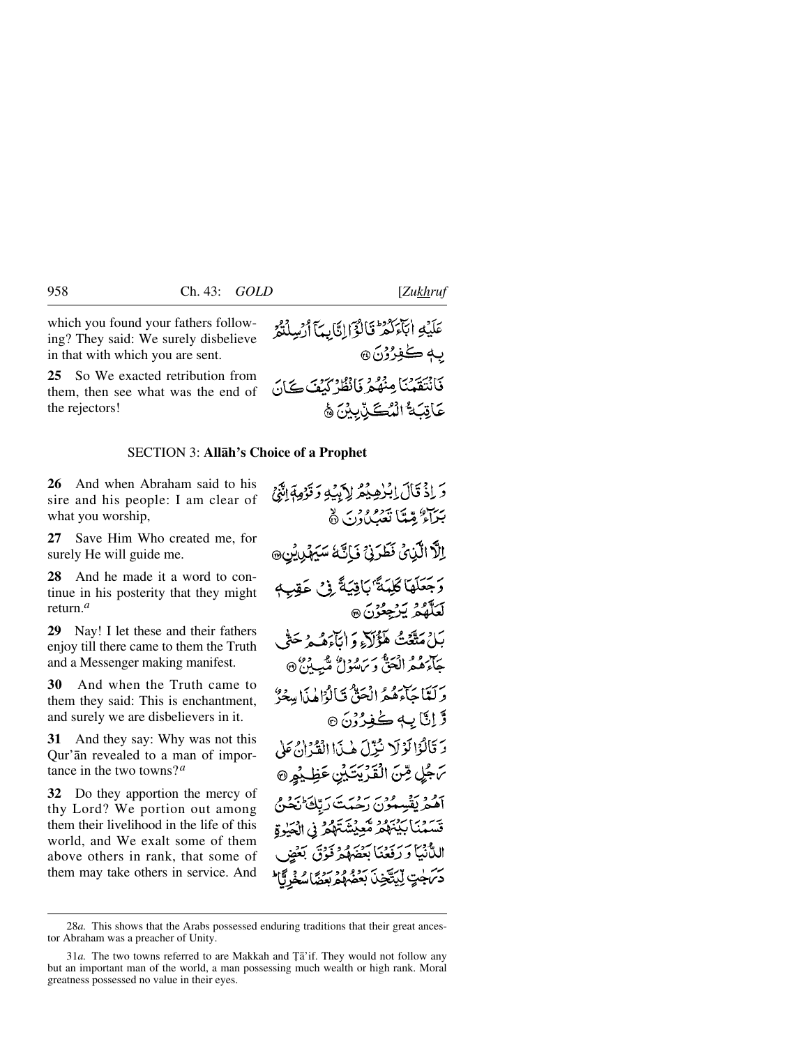which you found your fathers following? They said: We surely disbelieve in that with which you are sent.

عَلَيْهِ اٰبَآءَكُمْ ۚ قَالُوْٓا اِنَّا بِمَآ اُرْسِلْتُمْ بِهٖ كٰفِرُوْنَ ۝٢٤

**25** So We exacted retribution from them, then see what was the end of the rejectors!

فَانْتَقَمْنَا مِنْهُمْ فَانْظُرْ كَيْفَ كَانَ عَاقِبَةُ الْمُكَذِّبِيْنَ ۝٢٥

## SECTION 3: **Allāh's Choice of a Prophet**

**26** And when Abraham said to his sire and his people: I am clear of what you worship,

وَ اِذْ قَالَ اِبْرٰهِيْمُ لِاَبِيْهِ وَ قَوْمِهٖٓ اِنَّنِيْ بَرَآءٌ مِّمَّا تَعْبُدُوْنَ ۝٢٦

**27** Save Him Who created me, for surely He will guide me.

اِلَّا الَّذِيْ فَطَرَنِيْ فَاِنَّهٗ سَيَهْدِيْنِ ۝٢٧

**28** And he made it a word to continue in his posterity that they might return.[a]

وَ جَعَلَهَا كَلِمَةًۢ بَاقِيَةً فِيْ عَقِبِهٖ لَعَلَّهُمْ يَرْجِعُوْنَ ۝٢٨

**29** Nay! I let these and their fathers enjoy till there came to them the Truth and a Messenger making manifest.

بَلْ مَتَّعْتُ هٰٓؤُلَآءِ وَ اٰبَآءَهُمْ حَتّٰى جَآءَهُمُ الْحَقُّ وَ رَسُوْلٌ مُّبِيْنٌ ۝٢٩

**30** And when the Truth came to them they said: This is enchantment, and surely we are disbelievers in it.

وَ لَمَّا جَآءَهُمُ الْحَقُّ قَالُوْا هٰذَا سِحْرٌ وَّ اِنَّا بِهٖ كٰفِرُوْنَ ۝٣٠

**31** And they say: Why was not this Qur'ān revealed to a man of importance in the two towns?[a]

وَ قَالُوْا لَوْلَا نُزِّلَ هٰذَا الْقُرْاٰنُ عَلٰى رَجُلٍ مِّنَ الْقَرْيَتَيْنِ عَظِيْمٍ ۝٣١

**32** Do they apportion the mercy of thy Lord? We portion out among them their livelihood in the life of this world, and We exalt some of them above others in rank, that some of them may take others in service. And

اَهُمْ يَقْسِمُوْنَ رَحْمَتَ رَبِّكَ ؕ نَحْنُ قَسَمْنَا بَيْنَهُمْ مَّعِيْشَتَهُمْ فِي الْحَيٰوةِ الدُّنْيَا وَ رَفَعْنَا بَعْضَهُمْ فَوْقَ بَعْضٍ دَرَجٰتٍ لِّيَتَّخِذَ بَعْضُهُمْ بَعْضًا سُخْرِيًّا ؕ

---

28*a*. This shows that the Arabs possessed enduring traditions that their great ancestor Abraham was a preacher of Unity.

31*a*. The two towns referred to are Makkah and Ṭā'if. They would not follow any but an important man of the world, a man possessing much wealth or high rank. Moral greatness possessed no value in their eyes.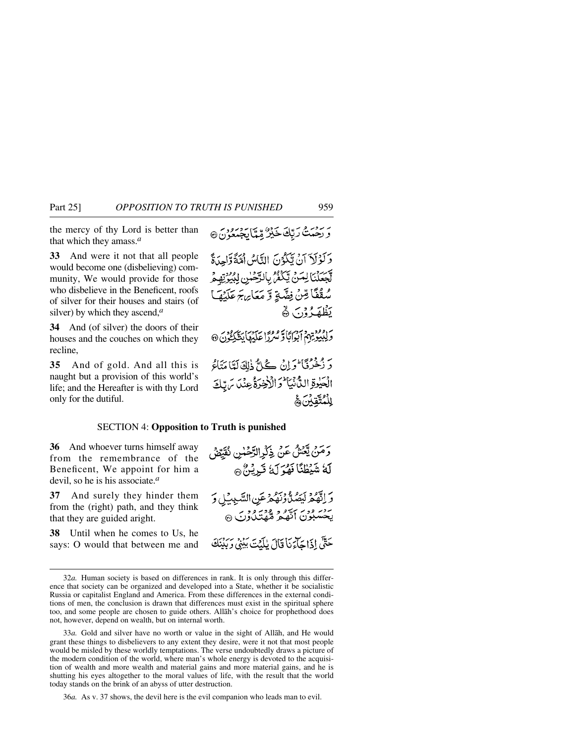the mercy of thy Lord is better than that which they amass.[a]

وَ رَحۡمَتُ رَبِّکَ خَیۡرٌ مِّمَّا یَجۡمَعُوۡنَ ﴿۳۲﴾

**33** And were it not that all people would become one (disbelieving) community, We would provide for those who disbelieve in the Beneficent, roofs of silver for their houses and stairs (of silver) by which they ascend,[a]

وَ لَوۡ لَاۤ اَنۡ یَّکُوۡنَ النَّاسُ اُمَّۃً وَّاحِدَۃً لَّجَعَلۡنَا لِمَنۡ یَّکۡفُرُ بِالرَّحۡمٰنِ لِبُیُوۡتِہِمۡ سُقُفًا مِّنۡ فِضَّۃٍ وَّ مَعَارِجَ عَلَیۡہَا یَظۡہَرُوۡنَ ﴿۳۳﴾

**34** And (of silver) the doors of their houses and the couches on which they recline,

وَ لِبُیُوۡتِہِمۡ اَبۡوَابًا وَّ سُرُرًا عَلَیۡہَا یَتَّکِـُٔوۡنَ ﴿۳۴﴾

**35** And of gold. And all this is naught but a provision of this world's life; and the Hereafter is with thy Lord only for the dutiful.

وَ زُخۡرُفًا ؕ وَ اِنۡ کُلُّ ذٰلِکَ لَمَّا مَتَاعُ الۡحَیٰوۃِ الدُّنۡیَا ؕ وَ الۡاٰخِرَۃُ عِنۡدَ رَبِّکَ لِلۡمُتَّقِیۡنَ ﴿۳۵﴾

## SECTION 4: Opposition to Truth is punished

**36** And whoever turns himself away from the remembrance of the Beneficent, We appoint for him a devil, so he is his associate.[a]

وَ مَنۡ یَّعۡشُ عَنۡ ذِکۡرِ الرَّحۡمٰنِ نُقَیِّضۡ لَہٗ شَیۡطٰنًا فَہُوَ لَہٗ قَرِیۡنٌ ﴿۳۶﴾

**37** And surely they hinder them from the (right) path, and they think that they are guided aright.

وَ اِنَّہُمۡ لَیَصُدُّوۡنَہُمۡ عَنِ السَّبِیۡلِ وَ یَحۡسَبُوۡنَ اَنَّہُمۡ مُّہۡتَدُوۡنَ ﴿۳۷﴾

**38** Until when he comes to Us, he says: O would that between me and

حَتّٰۤی اِذَا جَآءَنَا قَالَ یٰلَیۡتَ بَیۡنِیۡ وَ بَیۡنَکَ

---

32*a.* Human society is based on differences in rank. It is only through this difference that society can be organized and developed into a State, whether it be socialistic Russia or capitalist England and America. From these differences in the external conditions of men, the conclusion is drawn that differences must exist in the spiritual sphere too, and some people are chosen to guide others. Allāh's choice for prophethood does not, however, depend on wealth, but on internal worth.

33*a.* Gold and silver have no worth or value in the sight of Allāh, and He would grant these things to disbelievers to any extent they desire, were it not that most people would be misled by these worldly temptations. The verse undoubtedly draws a picture of the modern condition of the world, where man's whole energy is devoted to the acquisition of wealth and more wealth and material gains and more material gains, and he is shutting his eyes altogether to the moral values of life, with the result that the world today stands on the brink of an abyss of utter destruction.

36*a.* As v. 37 shows, the devil here is the evil companion who leads man to evil.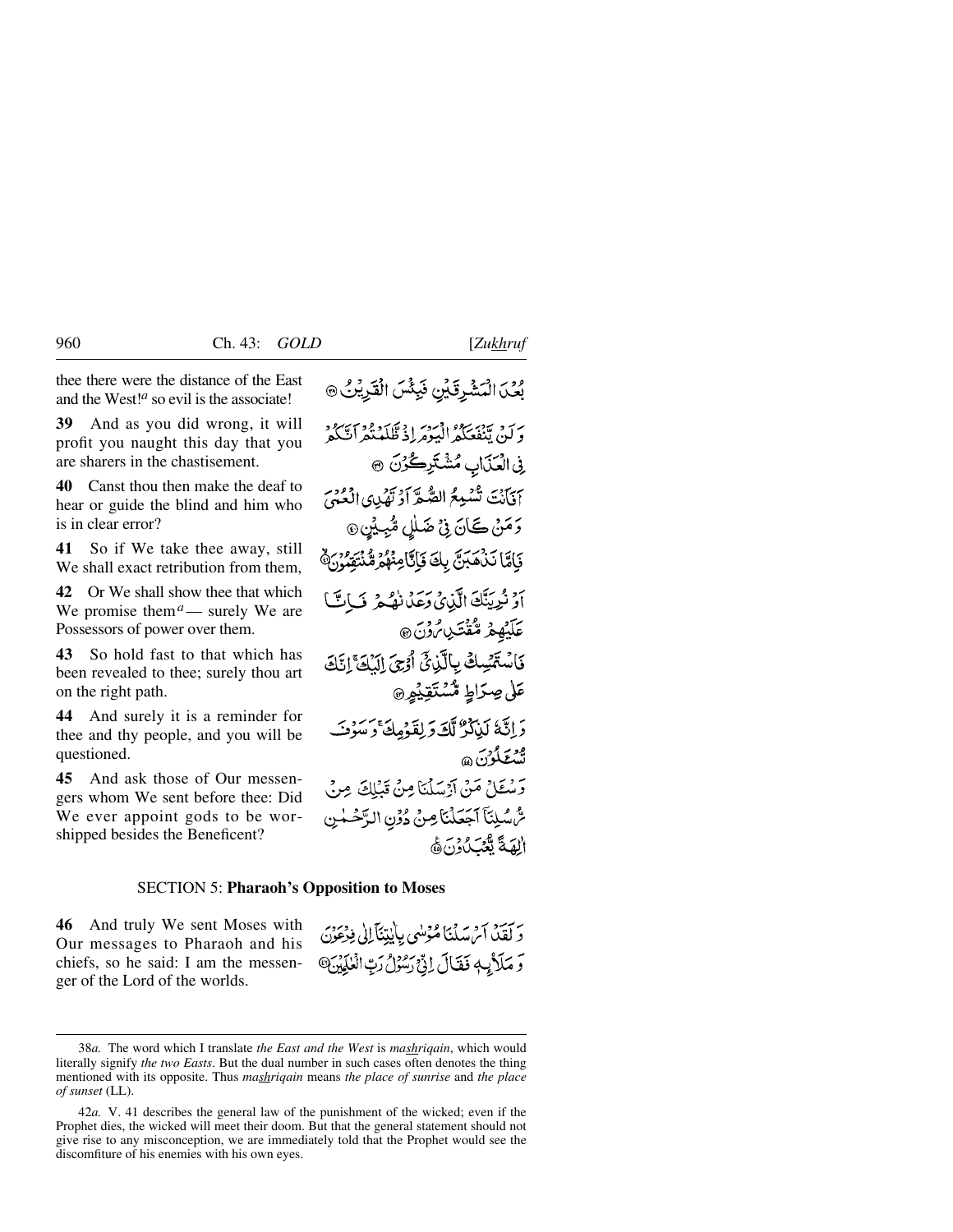thee there were the distance of the East and the West![a] so evil is the associate!

بُعْدَ الْمَشْرِقَيْنِ فَبِئْسَ الْقَرِيْنُ ﴿٣٨﴾

**39** And as you did wrong, it will profit you naught this day that you are sharers in the chastisement.

وَلَنْ يَّنْفَعَكُمُ الْيَوْمَ اِذْ ظَّلَمْتُمْ اَنَّكُمْ فِي الْعَذَابِ مُشْتَرِكُوْنَ ﴿٣٩﴾

**40** Canst thou then make the deaf to hear or guide the blind and him who is in clear error?

اَفَاَنْتَ تُسْمِعُ الصُّمَّ اَوْ تَهْدِي الْعُمْيَ وَمَنْ كَانَ فِيْ ضَلٰلٍ مُّبِيْنٍ ﴿٤٠﴾

**41** So if We take thee away, still We shall exact retribution from them,

فَاِمَّا نَذْهَبَنَّ بِكَ فَاِنَّا مِنْهُمْ مُّنْتَقِمُوْنَ ﴿٤١﴾

**42** Or We shall show thee that which We promise them[a] — surely We are Possessors of power over them.

اَوْ نُرِيَنَّكَ الَّذِيْ وَعَدْنٰهُمْ فَاِنَّا عَلَيْهِمْ مُّقْتَدِرُوْنَ ﴿٤٢﴾

**43** So hold fast to that which has been revealed to thee; surely thou art on the right path.

فَاسْتَمْسِكْ بِالَّذِيْٓ اُوْحِيَ اِلَيْكَ ۚ اِنَّكَ عَلٰى صِرَاطٍ مُّسْتَقِيْمٍ ﴿٤٣﴾

**44** And surely it is a reminder for thee and thy people, and you will be questioned.

وَاِنَّهٗ لَذِكْرٌ لَّكَ وَلِقَوْمِكَ ۚ وَسَوْفَ تُسْـَٔلُوْنَ ﴿٤٤﴾

**45** And ask those of Our messengers whom We sent before thee: Did We ever appoint gods to be worshipped besides the Beneficent?

وَسْـَٔلْ مَنْ اَرْسَلْنَا مِنْ قَبْلِكَ مِنْ رُّسُلِنَآ اَجَعَلْنَا مِنْ دُوْنِ الرَّحْمٰنِ اٰلِهَةً يُّعْبَدُوْنَ ﴿٤٥﴾

### SECTION 5: **Pharaoh's Opposition to Moses**

**46** And truly We sent Moses with Our messages to Pharaoh and his chiefs, so he said: I am the messenger of the Lord of the worlds.

وَلَقَدْ اَرْسَلْنَا مُوْسٰى بِاٰيٰتِنَآ اِلٰى فِرْعَوْنَ وَمَلَا۠ئِهٖ فَقَالَ اِنِّيْ رَسُوْلُ رَبِّ الْعٰلَمِيْنَ ﴿٤٦﴾

---

38*a.* The word which I translate *the East and the West* is *mashriqain*, which would literally signify *the two Easts*. But the dual number in such cases often denotes the thing mentioned with its opposite. Thus *mashriqain* means *the place of sunrise* and *the place of sunset* (LL).

42*a.* V. 41 describes the general law of the punishment of the wicked; even if the Prophet dies, the wicked will meet their doom. But that the general statement should not give rise to any misconception, we are immediately told that the Prophet would see the discomfiture of his enemies with his own eyes.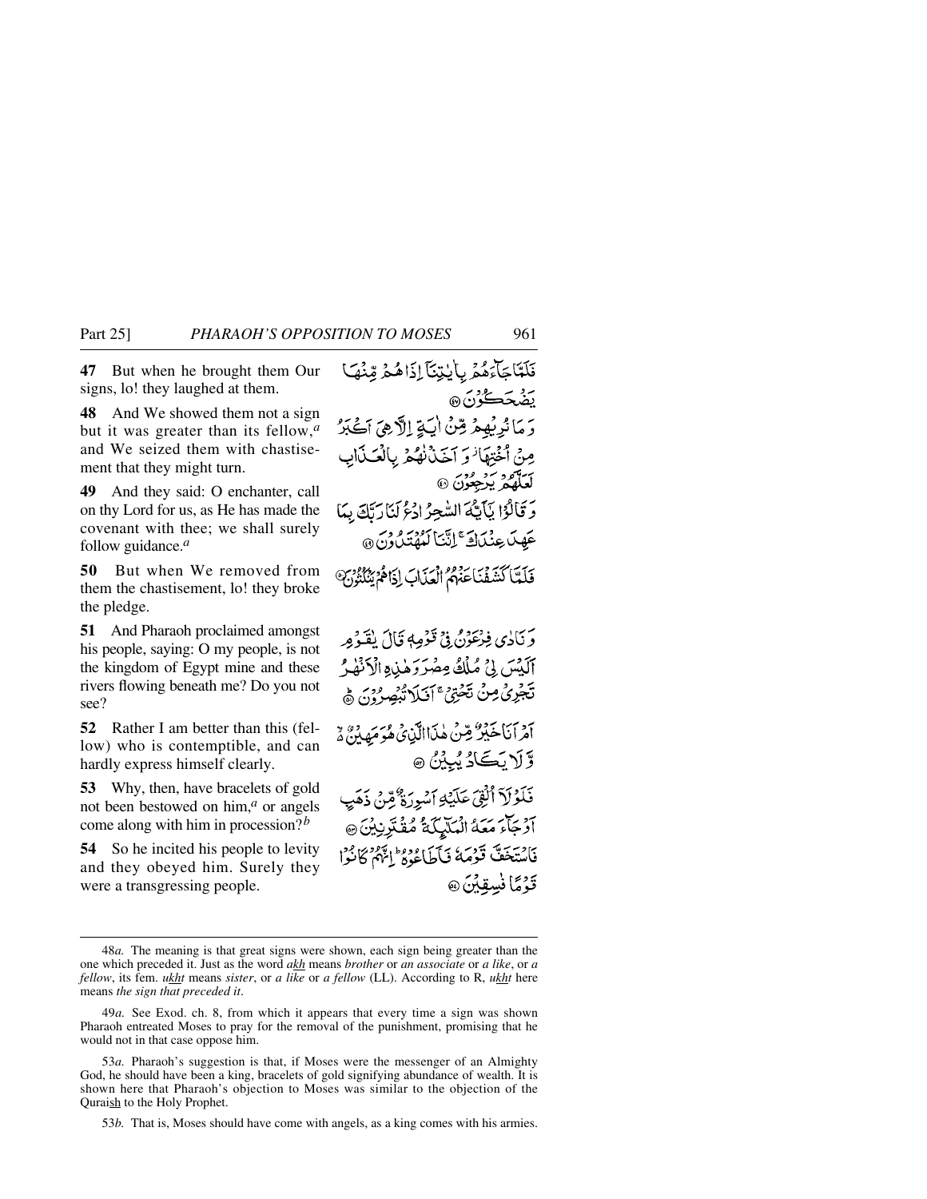**47** But when he brought them Our signs, lo! they laughed at them.

فَلَمَّا جَآءَهُمْ بِاٰيٰتِنَاۤ اِذَا هُمْ مِّنْهَا يَضْحَكُوْنَ ﴿۴۷﴾

**48** And We showed them not a sign but it was greater than its fellow,[a] and We seized them with chastisement that they might turn.

وَ مَا نُرِيْهِمْ مِّنْ اٰيَةٍ اِلَّا هِيَ اَكْبَرُ مِنْ اُخْتِهَا ۫ وَ اَخَذْنٰهُمْ بِالْعَذَابِ لَعَلَّهُمْ يَرْجِعُوْنَ ﴿۴۸﴾

**49** And they said: O enchanter, call on thy Lord for us, as He has made the covenant with thee; we shall surely follow guidance.[a]

وَ قَالُوْا يٰۤاَيُّهَ السّٰحِرُ ادْعُ لَنَا رَبَّكَ بِمَا عَهِدَ عِنْدَكَ ۚ اِنَّنَا لَمُهْتَدُوْنَ ﴿۴۹﴾

**50** But when We removed from them the chastisement, lo! they broke the pledge.

فَلَمَّا كَشَفْنَا عَنْهُمُ الْعَذَابَ اِذَا هُمْ يَنْكُثُوْنَ ﴿۵۰﴾

**51** And Pharaoh proclaimed amongst his people, saying: O my people, is not the kingdom of Egypt mine and these rivers flowing beneath me? Do you not see?

وَ نَادٰى فِرْعَوْنُ فِيْ قَوْمِهٖ قَالَ يٰقَوْمِ اَلَيْسَ لِيْ مُلْكُ مِصْرَ وَ هٰذِهِ الْاَنْهٰرُ تَجْرِيْ مِنْ تَحْتِيْ ۚ اَفَلَا تُبْصِرُوْنَ ﴿۵۱﴾

**52** Rather I am better than this (fellow) who is contemptible, and can hardly express himself clearly.

اَمْ اَنَا خَيْرٌ مِّنْ هٰذَا الَّذِيْ هُوَ مَهِيْنٌ ۬ۙ وَّ لَا يَكَادُ يُبِيْنُ ﴿۵۲﴾

**53** Why, then, have bracelets of gold not been bestowed on him,[a] or angels come along with him in procession?[b]

فَلَوْ لَاۤ اُلْقِيَ عَلَيْهِ اَسْوِرَةٌ مِّنْ ذَهَبٍ اَوْ جَآءَ مَعَهُ الْمَلٰٓئِكَةُ مُقْتَرِنِيْنَ ﴿۵۳﴾

**54** So he incited his people to levity and they obeyed him. Surely they were a transgressing people.

فَاسْتَخَفَّ قَوْمَهٗ فَاَطَاعُوْهُ ؕ اِنَّهُمْ كَانُوْا قَوْمًا فٰسِقِيْنَ ﴿۵۴﴾

---

48*a.* The meaning is that great signs were shown, each sign being greater than the one which preceded it. Just as the word *akh* means *brother* or *an associate* or *a like*, or *a fellow*, its fem. *ukht* means *sister*, or *a like* or *a fellow* (LL). According to R, *ukht* here means *the sign that preceded it*.

49*a.* See Exod. ch. 8, from which it appears that every time a sign was shown Pharaoh entreated Moses to pray for the removal of the punishment, promising that he would not in that case oppose him.

53*a.* Pharaoh's suggestion is that, if Moses were the messenger of an Almighty God, he should have been a king, bracelets of gold signifying abundance of wealth. It is shown here that Pharaoh's objection to Moses was similar to the objection of the Quraish to the Holy Prophet.

53*b.* That is, Moses should have come with angels, as a king comes with his armies.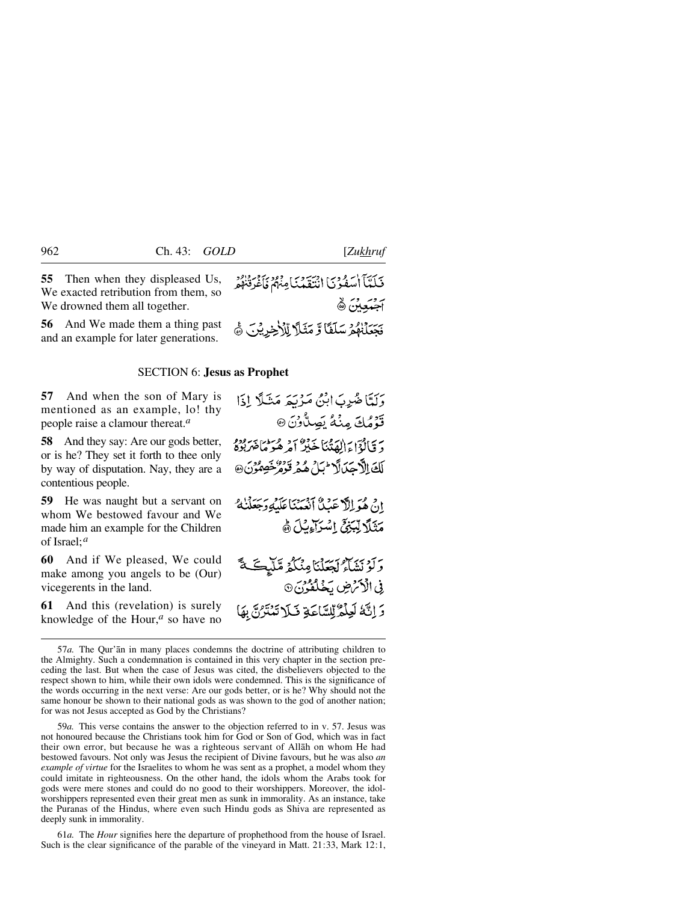**55** Then when they displeased Us, We exacted retribution from them, so We drowned them all together.

فَلَمَّآ اٰسَفُوْنَا انْتَقَمْنَا مِنْهُمْ فَاَغْرَقْنٰهُمْ اَجْمَعِيْنَ ﴿۵۵﴾

**56** And We made them a thing past and an example for later generations.

فَجَعَلْنٰهُمْ سَلَفًا وَّ مَثَلًا لِّلْاٰخِرِيْنَ ﴿۵۶﴾

## SECTION 6: Jesus as Prophet

**57** And when the son of Mary is mentioned as an example, lo! thy people raise a clamour thereat.[a]

وَلَمَّا ضُرِبَ ابْنُ مَرْيَمَ مَثَلًا اِذَا قَوْمُكَ مِنْهُ يَصِدُّوْنَ ﴿۵۷﴾

**58** And they say: Are our gods better, or is he? They set it forth to thee only by way of disputation. Nay, they are a contentious people.

وَ قَالُوْٓا ءَاٰلِهَتُنَا خَيْرٌ اَمْ هُوَ ؕ مَا ضَرَبُوْهُ لَكَ اِلَّا جَدَلًا ؕ بَلْ هُمْ قَوْمٌ خَصِمُوْنَ ﴿۵۸﴾

**59** He was naught but a servant on whom We bestowed favour and We made him an example for the Children of Israel;[a]

اِنْ هُوَ اِلَّا عَبْدٌ اَنْعَمْنَا عَلَيْهِ وَجَعَلْنٰهُ مَثَلًا لِّبَنِيْٓ اِسْرَآءِيْلَ ﴿۵۹﴾

**60** And if We pleased, We could make among you angels to be (Our) vicegerents in the land.

وَلَوْ نَشَآءُ لَجَعَلْنَا مِنْكُمْ مَّلٰٓئِكَةً فِي الْاَرْضِ يَخْلُفُوْنَ ﴿۶۰﴾

**61** And this (revelation) is surely knowledge of the Hour,[a] so have no

وَ اِنَّهٗ لَعِلْمٌ لِّلسَّاعَةِ فَلَا تَمْتَرُنَّ بِهَا

---

57*a.* The Qur'ān in many places condemns the doctrine of attributing children to the Almighty. Such a condemnation is contained in this very chapter in the section preceding the last. But when the case of Jesus was cited, the disbelievers objected to the respect shown to him, while their own idols were condemned. This is the significance of the words occurring in the next verse: Are our gods better, or is he? Why should not the same honour be shown to their national gods as was shown to the god of another nation; for was not Jesus accepted as God by the Christians?

59*a.* This verse contains the answer to the objection referred to in v. 57. Jesus was not honoured because the Christians took him for God or Son of God, which was in fact their own error, but because he was a righteous servant of Allāh on whom He had bestowed favours. Not only was Jesus the recipient of Divine favours, but he was also *an example of virtue* for the Israelites to whom he was sent as a prophet, a model whom they could imitate in righteousness. On the other hand, the idols whom the Arabs took for gods were mere stones and could do no good to their worshippers. Moreover, the idol-worshippers represented even their great men as sunk in immorality. As an instance, take the Puranas of the Hindus, where even such Hindu gods as Shiva are represented as deeply sunk in immorality.

61*a.* The *Hour* signifies here the departure of prophethood from the house of Israel. Such is the clear significance of the parable of the vineyard in Matt. 21:33, Mark 12:1,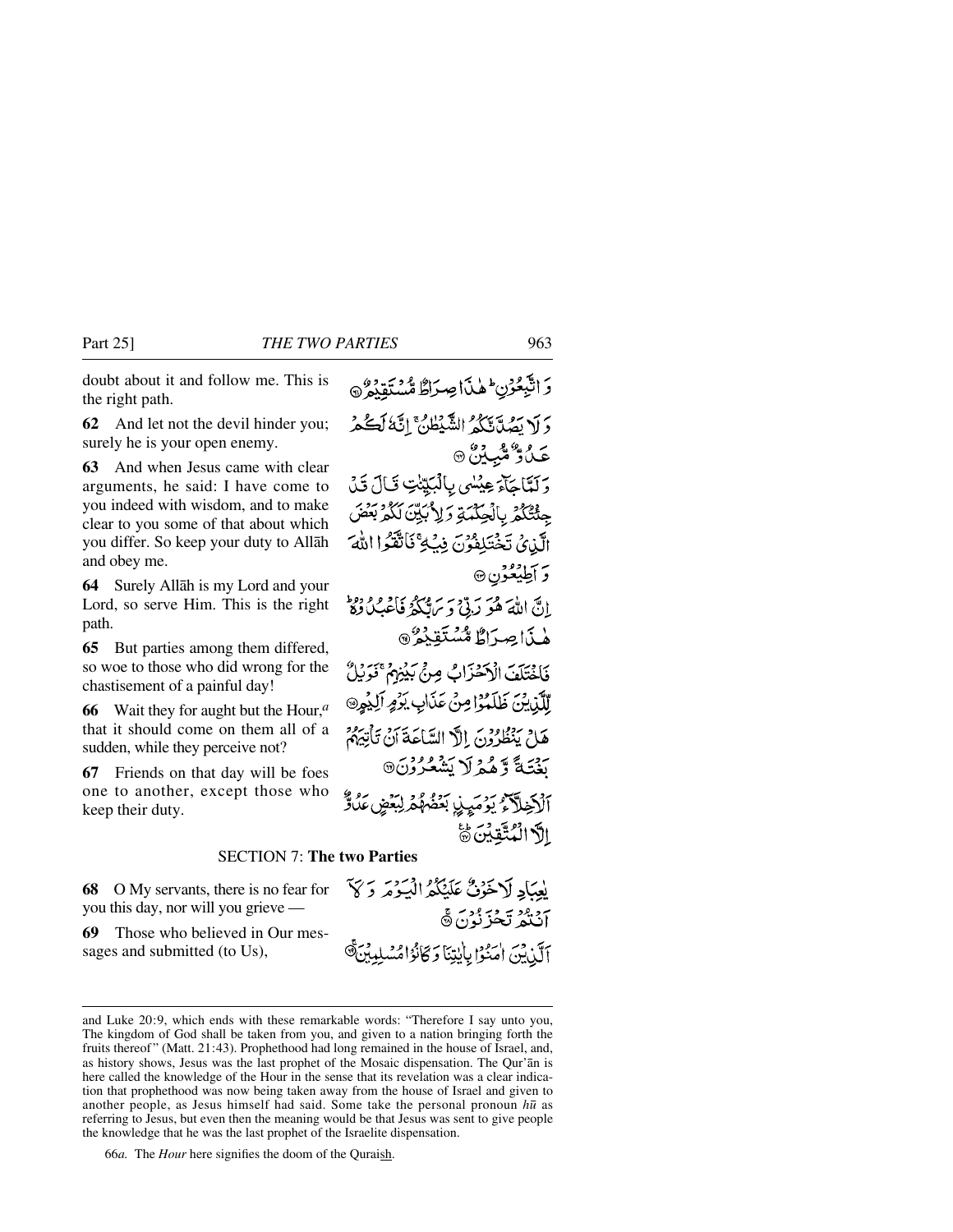doubt about it and follow me. This is the right path.

وَ اتَّبِعُوْنِ ؕ هٰذَا صِرَاطٌ مُّسْتَقِيْمٌ ۝

**62** And let not the devil hinder you; surely he is your open enemy.

وَ لَا يَصُدَّنَّكُمُ الشَّيْطٰنُ ۚ اِنَّهٗ لَكُمْ عَدُوٌّ مُّبِيْنٌ ۝

**63** And when Jesus came with clear arguments, he said: I have come to you indeed with wisdom, and to make clear to you some of that about which you differ. So keep your duty to Allāh and obey me.

وَ لَمَّا جَآءَ عِيْسٰى بِالْبَيِّنٰتِ قَالَ قَدْ جِئْتُكُمْ بِالْحِكْمَةِ وَ لِاُبَيِّنَ لَكُمْ بَعْضَ الَّذِيْ تَخْتَلِفُوْنَ فِيْهِ ۚ فَاتَّقُوا اللّٰهَ وَ اَطِيْعُوْنِ ۝

**64** Surely Allāh is my Lord and your Lord, so serve Him. This is the right path.

اِنَّ اللّٰهَ هُوَ رَبِّيْ وَ رَبُّكُمْ فَاعْبُدُوْهُ ؕ هٰذَا صِرَاطٌ مُّسْتَقِيْمٌ ۝

**65** But parties among them differed, so woe to those who did wrong for the chastisement of a painful day!

فَاخْتَلَفَ الْاَحْزَابُ مِنْ بَيْنِهِمْ ۚ فَوَيْلٌ لِّلَّذِيْنَ ظَلَمُوْا مِنْ عَذَابِ يَوْمٍ اَلِيْمٍ ۝

**66** Wait they for aught but the Hour,[a] that it should come on them all of a sudden, while they perceive not?

هَلْ يَنْظُرُوْنَ اِلَّا السَّاعَةَ اَنْ تَاْتِيَهُمْ بَغْتَةً وَّ هُمْ لَا يَشْعُرُوْنَ ۝

**67** Friends on that day will be foes one to another, except those who keep their duty.

اَلْاَخِلَّآءُ يَوْمَئِذٍۭ بَعْضُهُمْ لِبَعْضٍ عَدُوٌّ اِلَّا الْمُتَّقِيْنَ ۝

## SECTION 7: The two Parties

**68** O My servants, there is no fear for you this day, nor will you grieve —

يٰعِبَادِ لَا خَوْفٌ عَلَيْكُمُ الْيَوْمَ وَ لَاۤ اَنْتُمْ تَحْزَنُوْنَ ۝

**69** Those who believed in Our messages and submitted (to Us),

اَلَّذِيْنَ اٰمَنُوْا بِاٰيٰتِنَا وَ كَانُوْا مُسْلِمِيْنَ ۝

---

and Luke 20:9, which ends with these remarkable words: "Therefore I say unto you, The kingdom of God shall be taken from you, and given to a nation bringing forth the fruits thereof" (Matt. 21:43). Prophethood had long remained in the house of Israel, and, as history shows, Jesus was the last prophet of the Mosaic dispensation. The Qur'ān is here called the knowledge of the Hour in the sense that its revelation was a clear indication that prophethood was now being taken away from the house of Israel and given to another people, as Jesus himself had said. Some take the personal pronoun *hū* as referring to Jesus, but even then the meaning would be that Jesus was sent to give people the knowledge that he was the last prophet of the Israelite dispensation.

66*a.* The *Hour* here signifies the doom of the Quraish.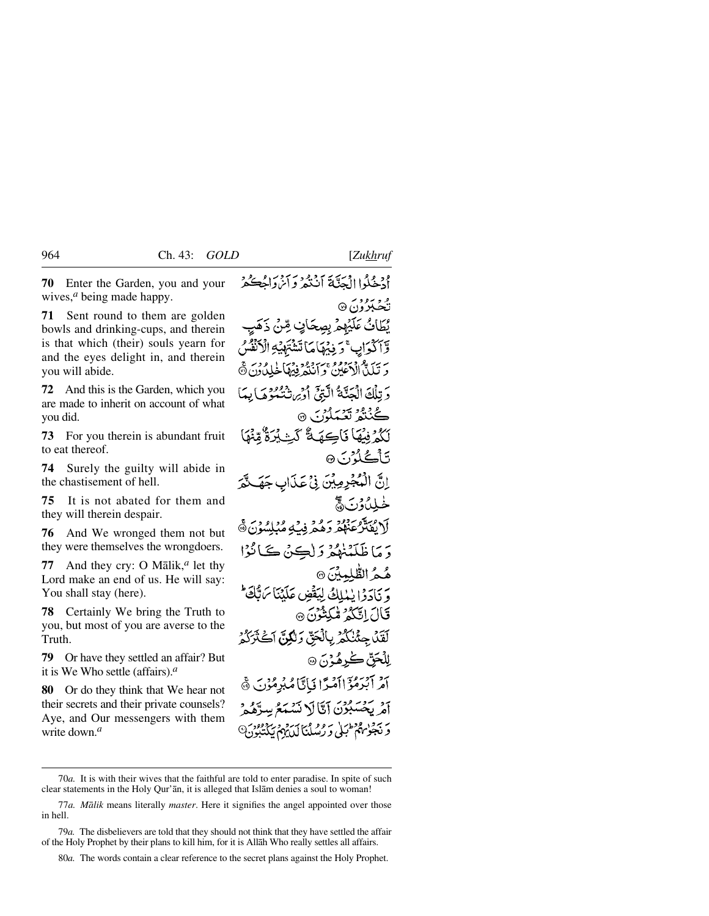**70** Enter the Garden, you and your wives,[a] being made happy.

أُدْخُلُوا الْجَنَّةَ اَنْتُمْ وَاَزْوَاجُكُمْ تُحْبَرُوْنَ ۝

**71** Sent round to them are golden bowls and drinking-cups, and therein is that which (their) souls yearn for and the eyes delight in, and therein you will abide.

يُطَافُ عَلَيْهِمْ بِصِحَافٍ مِّنْ ذَهَبٍ وَّاَكْوَابٍ ۚ وَفِيْهَا مَا تَشْتَهِيْهِ الْاَنْفُسُ وَتَلَذُّ الْاَعْيُنُ ۚ وَاَنْتُمْ فِيْهَا خٰلِدُوْنَ ۝

**72** And this is the Garden, which you are made to inherit on account of what you did.

وَتِلْكَ الْجَنَّةُ الَّتِيْٓ اُوْرِثْتُمُوْهَا بِمَا كُنْتُمْ تَعْمَلُوْنَ ۝

**73** For you therein is abundant fruit to eat thereof.

لَكُمْ فِيْهَا فَاكِهَةٌ كَثِيْرَةٌ مِّنْهَا تَاْكُلُوْنَ ۝

**74** Surely the guilty will abide in the chastisement of hell.

اِنَّ الْمُجْرِمِيْنَ فِيْ عَذَابِ جَهَنَّمَ خٰلِدُوْنَ ۝

**75** It is not abated for them and they will therein despair.

لَا يُفَتَّرُ عَنْهُمْ وَهُمْ فِيْهِ مُبْلِسُوْنَ ۝

**76** And We wronged them not but they were themselves the wrongdoers.

وَمَا ظَلَمْنٰهُمْ وَلٰكِنْ كَانُوْا هُمُ الظّٰلِمِيْنَ ۝

**77** And they cry: O Mālik,[a] let thy Lord make an end of us. He will say: You shall stay (here).

وَنَادَوْا يٰمٰلِكُ لِيَقْضِ عَلَيْنَا رَبُّكَ ۗ قَالَ اِنَّكُمْ مّٰكِثُوْنَ ۝

**78** Certainly We bring the Truth to you, but most of you are averse to the Truth.

لَقَدْ جِئْنٰكُمْ بِالْحَقِّ وَلٰكِنَّ اَكْثَرَكُمْ لِلْحَقِّ كٰرِهُوْنَ ۝

**79** Or have they settled an affair? But it is We Who settle (affairs).[a]

اَمْ اَبْرَمُوْٓا اَمْرًا فَاِنَّا مُبْرِمُوْنَ ۝

**80** Or do they think that We hear not their secrets and their private counsels? Aye, and Our messengers with them write down.[a]

اَمْ يَحْسَبُوْنَ اَنَّا لَا نَسْمَعُ سِرَّهُمْ وَنَجْوٰىهُمْ ۗ بَلٰى وَرُسُلُنَا لَدَيْهِمْ يَكْتُبُوْنَ ۝

---

70*a.* It is with their wives that the faithful are told to enter paradise. In spite of such clear statements in the Holy Qur'ān, it is alleged that Islām denies a soul to woman!

77*a.* *Mālik* means literally *master*. Here it signifies the angel appointed over those in hell.

79*a.* The disbelievers are told that they should not think that they have settled the affair of the Holy Prophet by their plans to kill him, for it is Allāh Who really settles all affairs.

80*a.* The words contain a clear reference to the secret plans against the Holy Prophet.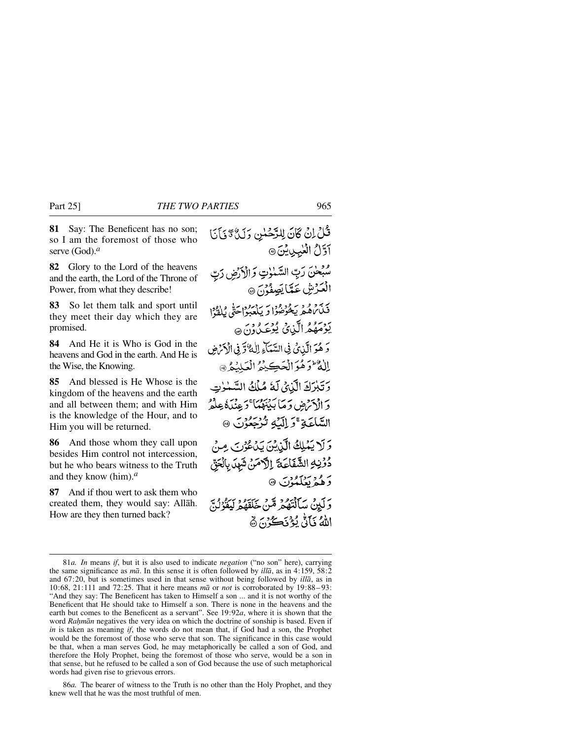**81** Say: The Beneficent has no son; so I am the foremost of those who serve (God).[a]

قُلْ اِنْ كَانَ لِلرَّحْمٰنِ وَلَدٌ ۖ فَاَنَا اَوَّلُ الْعٰبِدِيْنَ ﴿۸۱﴾

**82** Glory to the Lord of the heavens and the earth, the Lord of the Throne of Power, from what they describe!

سُبْحٰنَ رَبِّ السَّمٰوٰتِ وَالْاَرْضِ رَبِّ الْعَرْشِ عَمَّا يَصِفُوْنَ ﴿۸۲﴾

**83** So let them talk and sport until they meet their day which they are promised.

فَذَرْهُمْ يَخُوْضُوْا وَيَلْعَبُوْا حَتّٰى يُلٰقُوْا يَوْمَهُمُ الَّذِيْ يُوْعَدُوْنَ ﴿۸۳﴾

**84** And He it is Who is God in the heavens and God in the earth. And He is the Wise, the Knowing.

وَهُوَ الَّذِيْ فِي السَّمَآءِ اِلٰهٌ وَّفِي الْاَرْضِ اِلٰهٌ ؕ وَهُوَ الْحَكِيْمُ الْعَلِيْمُ ﴿۸۴﴾

**85** And blessed is He Whose is the kingdom of the heavens and the earth and all between them; and with Him is the knowledge of the Hour, and to Him you will be returned.

وَتَبٰرَكَ الَّذِيْ لَهٗ مُلْكُ السَّمٰوٰتِ وَالْاَرْضِ وَمَا بَيْنَهُمَا ۚ وَعِنْدَهٗ عِلْمُ السَّاعَةِ ۚ وَاِلَيْهِ تُرْجَعُوْنَ ﴿۸۵﴾

**86** And those whom they call upon besides Him control not intercession, but he who bears witness to the Truth and they know (him).[a]

وَلَا يَمْلِكُ الَّذِيْنَ يَدْعُوْنَ مِنْ دُوْنِهِ الشَّفَاعَةَ اِلَّا مَنْ شَهِدَ بِالْحَقِّ وَهُمْ يَعْلَمُوْنَ ﴿۸۶﴾

**87** And if thou wert to ask them who created them, they would say: Allāh. How are they then turned back?

وَلَئِنْ سَاَلْتَهُمْ مَّنْ خَلَقَهُمْ لَيَقُوْلُنَّ اللّٰهُ فَاَنّٰى يُؤْفَكُوْنَ ﴿۸۷﴾

---

81*a*. *In* means *if*, but it is also used to indicate *negation* ("no son" here), carrying the same significance as *mā*. In this sense it is often followed by *illā*, as in 4:159, 58:2 and 67:20, but is sometimes used in that sense without being followed by *illā*, as in 10:68, 21:111 and 72:25. That it here means *mā* or *not* is corroborated by 19:88–93: "And they say: The Beneficent has taken to Himself a son ... and it is not worthy of the Beneficent that He should take to Himself a son. There is none in the heavens and the earth but comes to the Beneficent as a servant". See 19:92*a*, where it is shown that the word *Raḥmān* negatives the very idea on which the doctrine of sonship is based. Even if *in* is taken as meaning *if*, the words do not mean that, if God had a son, the Prophet would be the foremost of those who serve that son. The significance in this case would be that, when a man serves God, he may metaphorically be called a son of God, and therefore the Holy Prophet, being the foremost of those who serve, would be a son in that sense, but he refused to be called a son of God because the use of such metaphorical words had given rise to grievous errors.

86*a*. The bearer of witness to the Truth is no other than the Holy Prophet, and they knew well that he was the most truthful of men.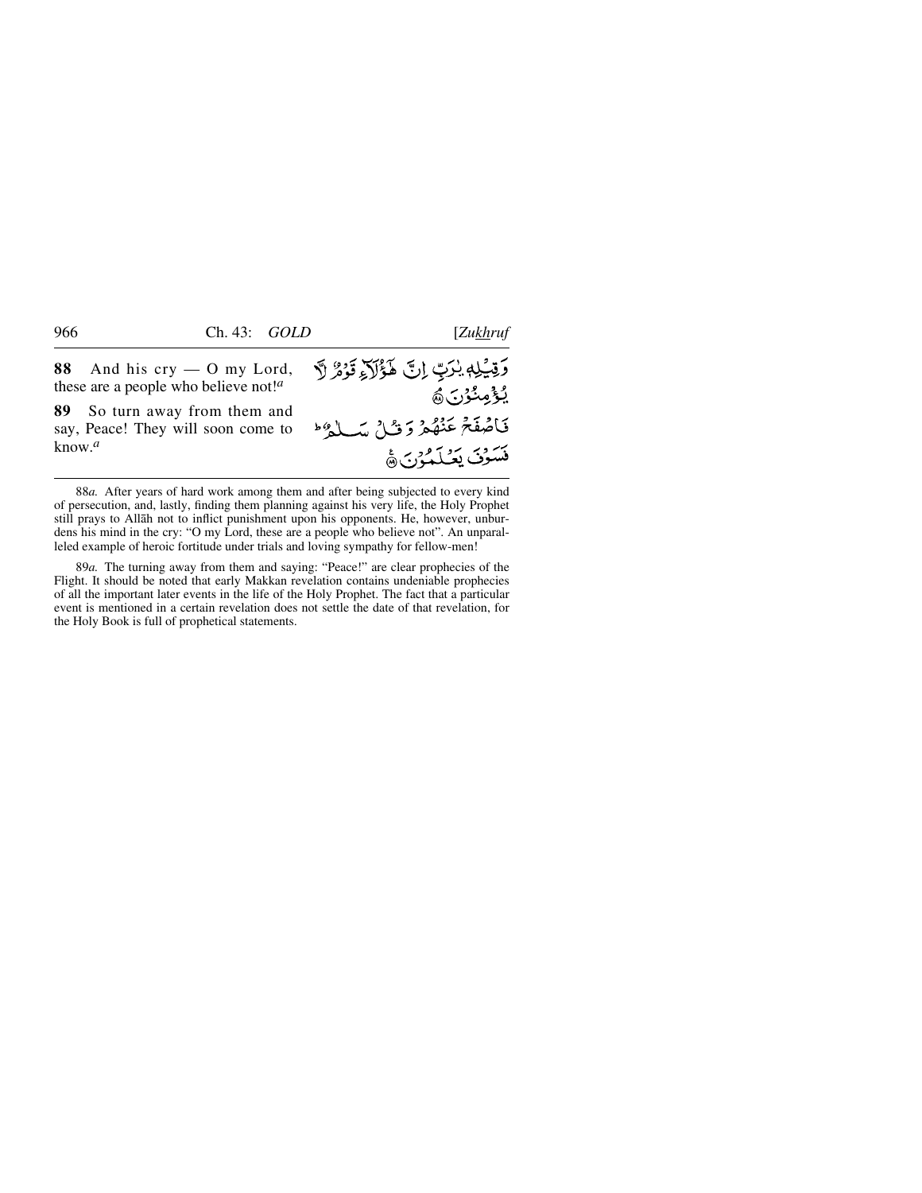**88** And his cry — O my Lord, these are a people who believe not![a]

وَقِيۡلِهٖ يٰرَبِّ اِنَّ هٰٓؤُلَآءِ قَوۡمٌ لَّا يُؤۡمِنُوۡنَ ﴿ۘ۸۸﴾

**89** So turn away from them and say, Peace! They will soon come to know.[a]

فَاصۡفَحۡ عَنۡهُمۡ وَ قُلۡ سَلٰمٌ ؕ فَسَوۡفَ يَعۡلَمُوۡنَ ﴿۸۹﴾

---

88*a.* After years of hard work among them and after being subjected to every kind of persecution, and, lastly, finding them planning against his very life, the Holy Prophet still prays to Allāh not to inflict punishment upon his opponents. He, however, unburdens his mind in the cry: "O my Lord, these are a people who believe not". An unparalleled example of heroic fortitude under trials and loving sympathy for fellow-men!

89*a.* The turning away from them and saying: "Peace!" are clear prophecies of the Flight. It should be noted that early Makkan revelation contains undeniable prophecies of all the important later events in the life of the Holy Prophet. The fact that a particular event is mentioned in a certain revelation does not settle the date of that revelation, for the Holy Book is full of prophetical statements.